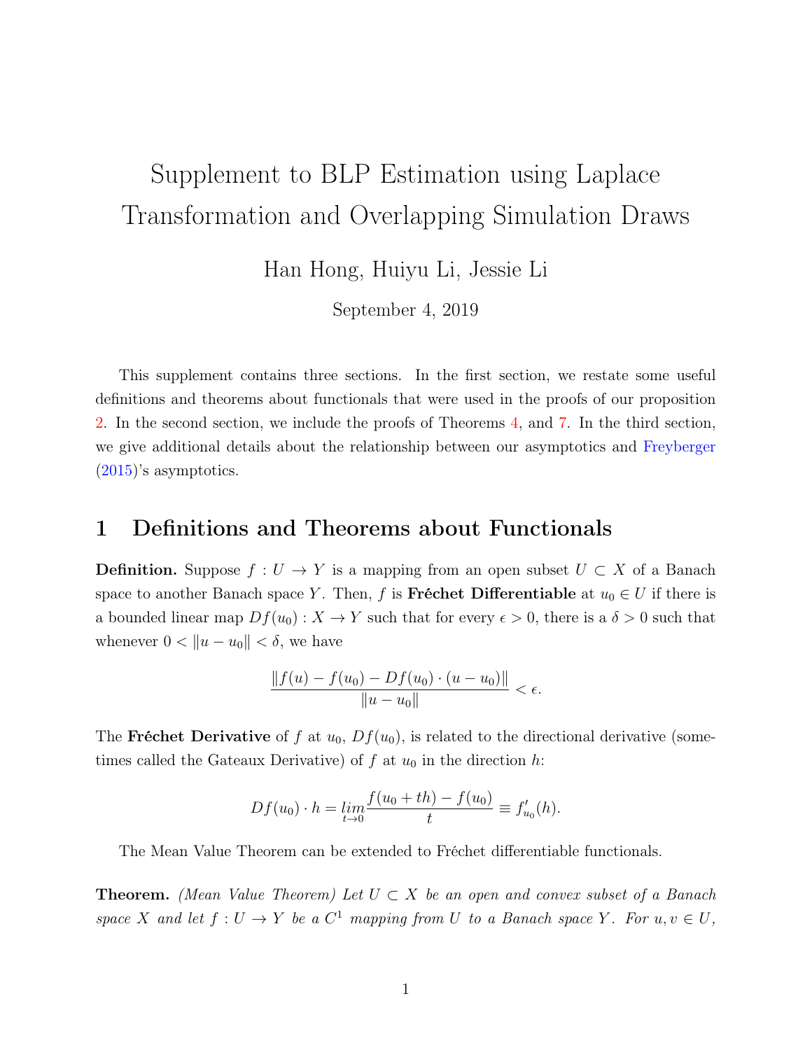# Supplement to BLP Estimation using Laplace Transformation and Overlapping Simulation Draws

Han Hong, Huiyu Li, Jessie Li

September 4, 2019

This supplement contains three sections. In the first section, we restate some useful definitions and theorems about functionals that were used in the proofs of our proposition 2. In the second section, we include the proofs of Theorems 4, and 7. In the third section, we give additional details about the relationship between our asymptotics and Freyberger (2015)'s asymptotics.

## 1 Definitions and Theorems about Functionals

**Definition.** Suppose $f : U \to Y$ is a mapping from an open subset $U \subset X$ of a Banach space to another Banach space $Y$. Then, $f$ is **Fréchet Differentiable** at $u_0 \in U$ if there is a bounded linear map $Df(u_0) : X \to Y$ such that for every $\epsilon > 0$, there is a $\delta > 0$ such that whenever $0 < \|u - u_0\| < \delta$, we have

$$\frac{\|f(u) - f(u_0) - Df(u_0) \cdot (u - u_0)\|}{\|u - u_0\|} < \epsilon.$$

The **Fréchet Derivative** of $f$ at $u_0$, $Df(u_0)$, is related to the directional derivative (sometimes called the Gateaux Derivative) of $f$ at $u_0$ in the direction $h$:

$$Df(u_0) \cdot h = \lim_{t \to 0} \frac{f(u_0 + th) - f(u_0)}{t} \equiv f'_{u_0}(h).$$

The Mean Value Theorem can be extended to Fréchet differentiable functionals.

**Theorem.** *(Mean Value Theorem) Let $U \subset X$ be an open and convex subset of a Banach space $X$ and let $f : U \to Y$ be a $C^1$ mapping from $U$ to a Banach space $Y$. For $u, v \in U$,*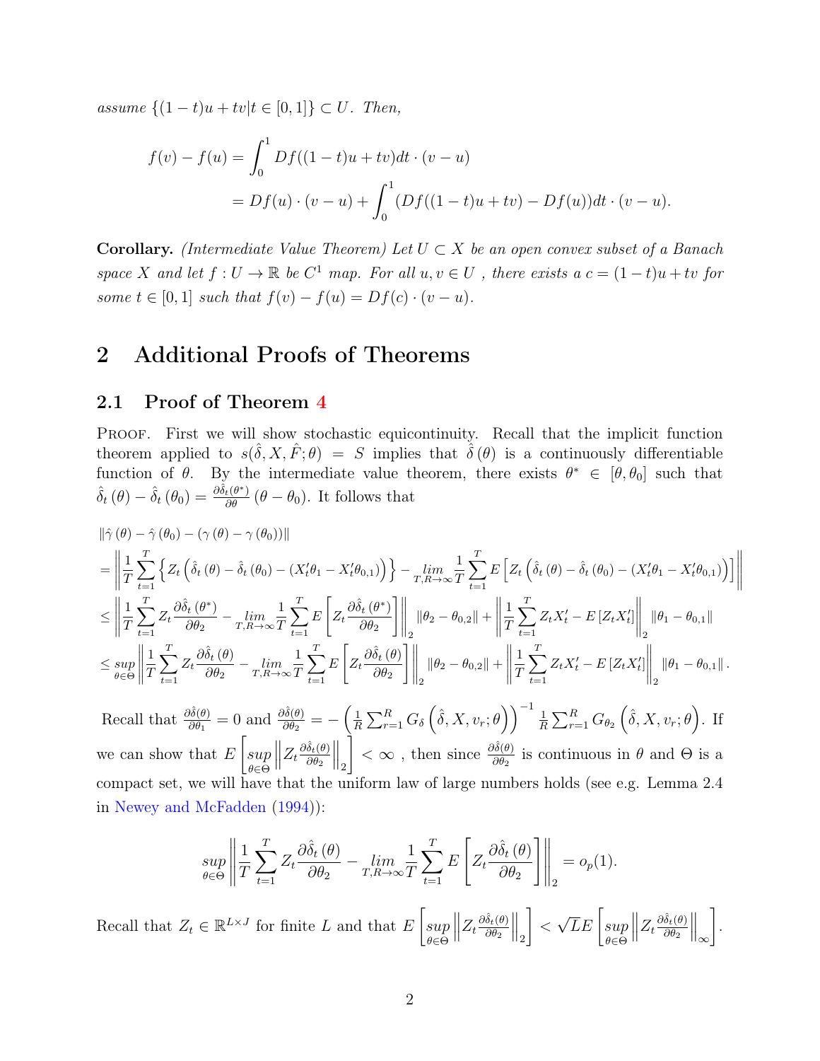*assume* $\{(1-t)u + tv | t \in [0,1]\} \subset U$. *Then,*

$$
\begin{aligned}
f(v) - f(u) &= \int_0^1 Df((1-t)u + tv)dt \cdot (v-u) \\
&= Df(u) \cdot (v-u) + \int_0^1 (Df((1-t)u+tv) - Df(u))dt \cdot (v-u).
\end{aligned}
$$

**Corollary.** *(Intermediate Value Theorem) Let* $U \subset X$ *be an open convex subset of a Banach space* $X$ *and let* $f : U \to \mathbb{R}$ *be* $C^1$ *map. For all* $u, v \in U$ *, there exists a* $c = (1-t)u + tv$ *for some* $t \in [0,1]$ *such that* $f(v) - f(u) = Df(c) \cdot (v-u)$.

# 2 Additional Proofs of Theorems

## 2.1 Proof of Theorem 4

Proof. First we will show stochastic equicontinuity. Recall that the implicit function theorem applied to $s(\hat{\delta}, X, \hat{F}; \theta) = S$ implies that $\hat{\delta}(\theta)$ is a continuously differentiable function of $\theta$. By the intermediate value theorem, there exists $\theta^* \in [\theta, \theta_0]$ such that $\hat{\delta}_t(\theta) - \hat{\delta}_t(\theta_0) = \frac{\partial \hat{\delta}_t(\theta^*)}{\partial \theta}(\theta - \theta_0)$. It follows that

$$
\begin{aligned}
&\|\hat{\gamma}(\theta) - \hat{\gamma}(\theta_0) - (\gamma(\theta) - \gamma(\theta_0))\| \\
&= \left\| \frac{1}{T}\sum_{t=1}^{T} \left\{ Z_t \left( \hat{\delta}_t(\theta) - \hat{\delta}_t(\theta_0) - (X_t'\theta_1 - X_t'\theta_{0,1}) \right) \right\} - \underset{T,R\to\infty}{lim} \frac{1}{T}\sum_{t=1}^{T} E\left[ Z_t \left( \hat{\delta}_t(\theta) - \hat{\delta}_t(\theta_0) - (X_t'\theta_1 - X_t'\theta_{0,1}) \right) \right] \right\| \\
&\le \left\| \frac{1}{T}\sum_{t=1}^{T} Z_t \frac{\partial \hat{\delta}_t(\theta^*)}{\partial \theta_2} - \underset{T,R\to\infty}{lim} \frac{1}{T}\sum_{t=1}^{T} E\left[ Z_t \frac{\partial \hat{\delta}_t(\theta^*)}{\partial \theta_2} \right] \right\|_2 \|\theta_2 - \theta_{0,2}\| + \left\| \frac{1}{T}\sum_{t=1}^{T} Z_t X_t' - E[Z_t X_t'] \right\|_2 \|\theta_1 - \theta_{0,1}\| \\
&\le \underset{\theta\in\Theta}{sup} \left\| \frac{1}{T}\sum_{t=1}^{T} Z_t \frac{\partial \hat{\delta}_t(\theta)}{\partial \theta_2} - \underset{T,R\to\infty}{lim} \frac{1}{T}\sum_{t=1}^{T} E\left[ Z_t \frac{\partial \hat{\delta}_t(\theta)}{\partial \theta_2} \right] \right\|_2 \|\theta_2 - \theta_{0,2}\| + \left\| \frac{1}{T}\sum_{t=1}^{T} Z_t X_t' - E[Z_t X_t'] \right\|_2 \|\theta_1 - \theta_{0,1}\|.
\end{aligned}
$$

Recall that $\frac{\partial \hat{\delta}(\theta)}{\partial \theta_1} = 0$ and $\frac{\partial \hat{\delta}(\theta)}{\partial \theta_2} = -\left( \frac{1}{R}\sum_{r=1}^{R} G_\delta\left(\hat{\delta}, X, v_r; \theta\right) \right)^{-1} \frac{1}{R}\sum_{r=1}^{R} G_{\theta_2}\left(\hat{\delta}, X, v_r; \theta\right)$. If we can show that $E\left[ \underset{\theta\in\Theta}{sup} \left\| Z_t \frac{\partial \hat{\delta}_t(\theta)}{\partial \theta_2} \right\|_2 \right] < \infty$ , then since $\frac{\partial \hat{\delta}(\theta)}{\partial \theta_2}$ is continuous in $\theta$ and $\Theta$ is a compact set, we will have that the uniform law of large numbers holds (see e.g. Lemma 2.4 in Newey and McFadden (1994)):

$$
\underset{\theta\in\Theta}{sup} \left\| \frac{1}{T}\sum_{t=1}^{T} Z_t \frac{\partial \hat{\delta}_t(\theta)}{\partial \theta_2} - \underset{T,R\to\infty}{lim} \frac{1}{T}\sum_{t=1}^{T} E\left[ Z_t \frac{\partial \hat{\delta}_t(\theta)}{\partial \theta_2} \right] \right\|_2 = o_p(1).
$$

Recall that $Z_t \in \mathbb{R}^{L\times J}$ for finite $L$ and that $E\left[ \underset{\theta\in\Theta}{sup} \left\| Z_t \frac{\partial \hat{\delta}_t(\theta)}{\partial \theta_2} \right\|_2 \right] < \sqrt{L} E\left[ \underset{\theta\in\Theta}{sup} \left\| Z_t \frac{\partial \hat{\delta}_t(\theta)}{\partial \theta_2} \right\|_\infty \right]$.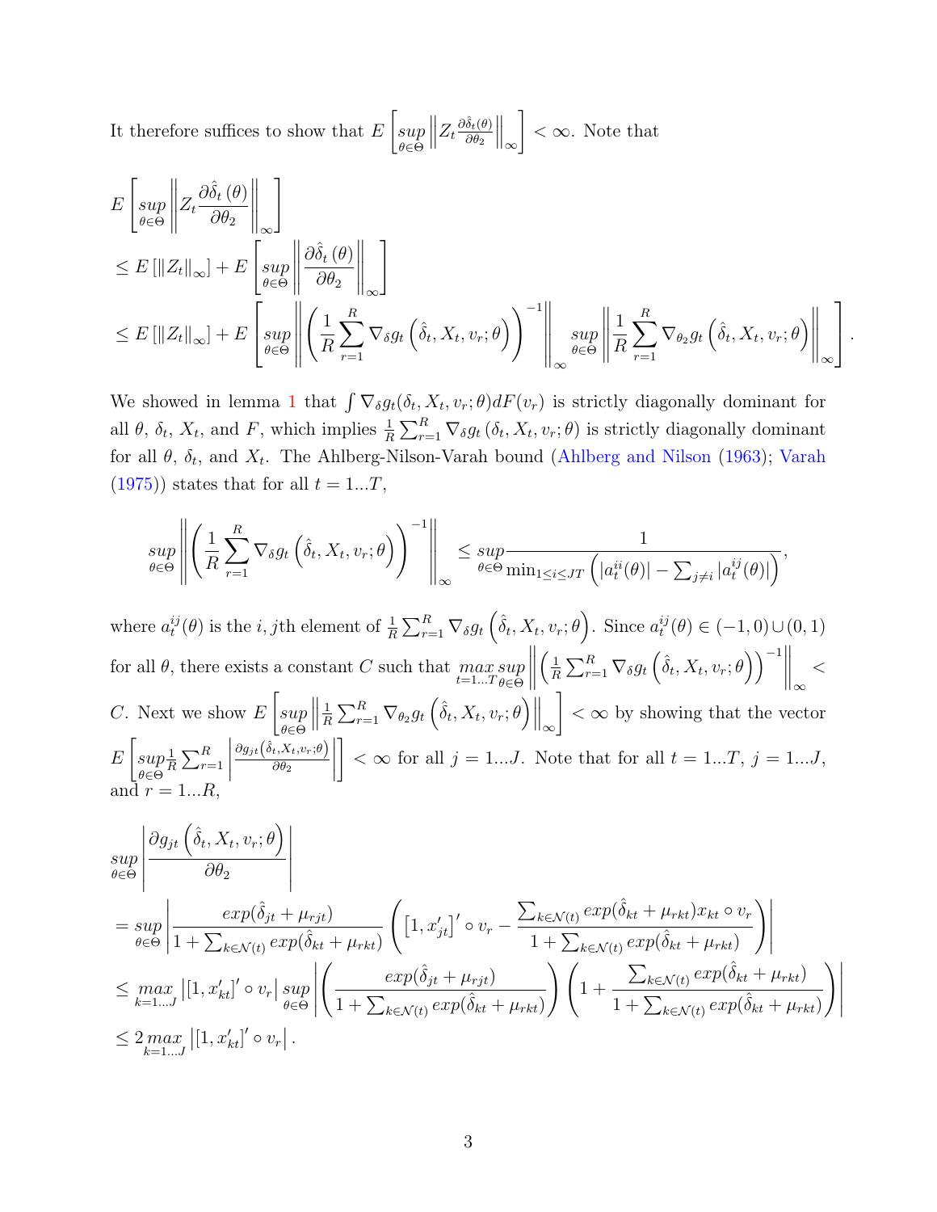It therefore suffices to show that $E\left[\underset{\theta\in\Theta}{sup}\left\|Z_t\frac{\partial\hat{\delta}_t(\theta)}{\partial\theta_2}\right\|_\infty\right]<\infty$. Note that

$$
\begin{aligned}
&E\left[\underset{\theta\in\Theta}{sup}\left\|Z_t\frac{\partial\hat{\delta}_t\left(\theta\right)}{\partial\theta_2}\right\|_\infty\right]\\
&\leq E\left[\|Z_t\|_\infty\right]+E\left[\underset{\theta\in\Theta}{sup}\left\|\frac{\partial\hat{\delta}_t\left(\theta\right)}{\partial\theta_2}\right\|_\infty\right]\\
&\leq E\left[\|Z_t\|_\infty\right]+E\left[\underset{\theta\in\Theta}{sup}\left\|\left(\frac{1}{R}\sum_{r=1}^{R}\nabla_\delta g_t\left(\hat{\delta}_t,X_t,v_r;\theta\right)\right)^{-1}\right\|_\infty\underset{\theta\in\Theta}{sup}\left\|\frac{1}{R}\sum_{r=1}^{R}\nabla_{\theta_2}g_t\left(\hat{\delta}_t,X_t,v_r;\theta\right)\right\|_\infty\right].
\end{aligned}
$$

We showed in lemma 1 that $\int\nabla_\delta g_t(\delta_t,X_t,v_r;\theta)dF(v_r)$ is strictly diagonally dominant for all $\theta$, $\delta_t$, $X_t$, and $F$, which implies $\frac{1}{R}\sum_{r=1}^{R}\nabla_\delta g_t\left(\delta_t,X_t,v_r;\theta\right)$ is strictly diagonally dominant for all $\theta$, $\delta_t$, and $X_t$. The Ahlberg-Nilson-Varah bound (Ahlberg and Nilson (1963); Varah (1975)) states that for all $t=1...T$,

$$
\underset{\theta\in\Theta}{sup}\left\|\left(\frac{1}{R}\sum_{r=1}^{R}\nabla_\delta g_t\left(\hat{\delta}_t,X_t,v_r;\theta\right)\right)^{-1}\right\|_\infty\leq\underset{\theta\in\Theta}{sup}\frac{1}{\min_{1\leq i\leq JT}\left(|a_t^{ii}(\theta)|-\sum_{j\neq i}|a_t^{ij}(\theta)|\right)},
$$

where $a_t^{ij}(\theta)$ is the $i,j$th element of $\frac{1}{R}\sum_{r=1}^{R}\nabla_\delta g_t\left(\hat{\delta}_t,X_t,v_r;\theta\right)$. Since $a_t^{ij}(\theta)\in(-1,0)\cup(0,1)$ for all $\theta$, there exists a constant $C$ such that $\underset{t=1...T}{max}\,\underset{\theta\in\Theta}{sup}\left\|\left(\frac{1}{R}\sum_{r=1}^{R}\nabla_\delta g_t\left(\hat{\delta}_t,X_t,v_r;\theta\right)\right)^{-1}\right\|_\infty<C$. Next we show $E\left[\underset{\theta\in\Theta}{sup}\left\|\frac{1}{R}\sum_{r=1}^{R}\nabla_{\theta_2}g_t\left(\hat{\delta}_t,X_t,v_r;\theta\right)\right\|_\infty\right]<\infty$ by showing that the vector $E\left[\underset{\theta\in\Theta}{sup}\frac{1}{R}\sum_{r=1}^{R}\left|\frac{\partial g_{jt}\left(\hat{\delta}_t,X_t,v_r;\theta\right)}{\partial\theta_2}\right|\right]<\infty$ for all $j=1...J$. Note that for all $t=1...T$, $j=1...J$, and $r=1...R$,

$$
\begin{aligned}
&\underset{\theta\in\Theta}{sup}\left|\frac{\partial g_{jt}\left(\hat{\delta}_t,X_t,v_r;\theta\right)}{\partial\theta_2}\right|\\
&=\underset{\theta\in\Theta}{sup}\left|\frac{exp(\hat{\delta}_{jt}+\mu_{rjt})}{1+\sum_{k\in\mathcal{N}(t)}exp(\hat{\delta}_{kt}+\mu_{rkt})}\left(\left[1,x_{jt}'\right]'\circ v_r-\frac{\sum_{k\in\mathcal{N}(t)}exp(\hat{\delta}_{kt}+\mu_{rkt})x_{kt}\circ v_r}{1+\sum_{k\in\mathcal{N}(t)}exp(\hat{\delta}_{kt}+\mu_{rkt})}\right)\right|\\
&\leq\underset{k=1...J}{max}\left|\left[1,x_{kt}'\right]'\circ v_r\right|\underset{\theta\in\Theta}{sup}\left|\left(\frac{exp(\hat{\delta}_{jt}+\mu_{rjt})}{1+\sum_{k\in\mathcal{N}(t)}exp(\hat{\delta}_{kt}+\mu_{rkt})}\right)\left(1+\frac{\sum_{k\in\mathcal{N}(t)}exp(\hat{\delta}_{kt}+\mu_{rkt})}{1+\sum_{k\in\mathcal{N}(t)}exp(\hat{\delta}_{kt}+\mu_{rkt})}\right)\right|\\
&\leq 2\underset{k=1...J}{max}\left|\left[1,x_{kt}'\right]'\circ v_r\right|.
\end{aligned}
$$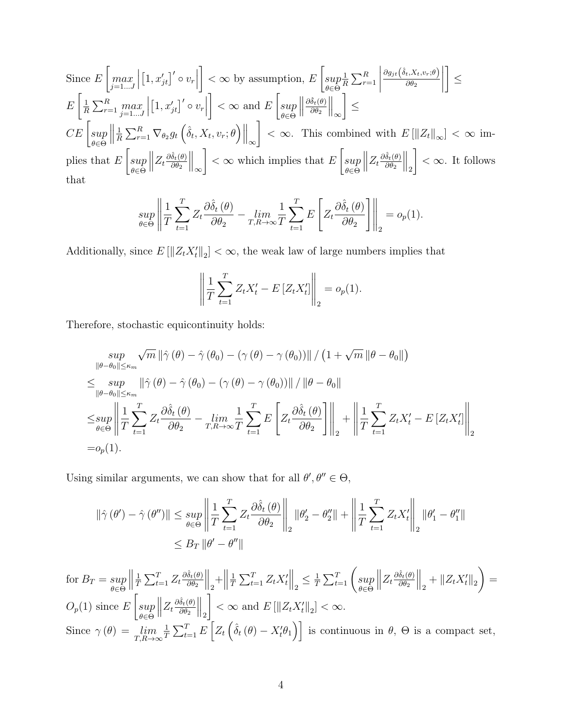Since $E\left[\underset{j=1...J}{max}\left|\left[1,x_{jt}'\right]'\circ v_r\right|\right]<\infty$ by assumption, $E\left[\underset{\theta\in\Theta}{sup}\frac{1}{R}\sum_{r=1}^{R}\left|\frac{\partial g_{jt}\left(\hat{\delta}_t,X_t,v_r;\theta\right)}{\partial\theta_2}\right|\right]\leq E\left[\frac{1}{R}\sum_{r=1}^{R}\underset{j=1...J}{max}\left|\left[1,x_{jt}'\right]'\circ v_r\right|\right]<\infty$ and $E\left[\underset{\theta\in\Theta}{sup}\left\|\frac{\partial\hat{\delta}_t(\theta)}{\partial\theta_2}\right\|_\infty\right]\leq CE\left[\underset{\theta\in\Theta}{sup}\left\|\frac{1}{R}\sum_{r=1}^{R}\nabla_{\theta_2}g_t\left(\hat{\delta}_t,X_t,v_r;\theta\right)\right\|_\infty\right]<\infty$. This combined with $E\left[\|Z_t\|_\infty\right]<\infty$ implies that $E\left[\underset{\theta\in\Theta}{sup}\left\|Z_t\frac{\partial\hat{\delta}_t(\theta)}{\partial\theta_2}\right\|_\infty\right]<\infty$ which implies that $E\left[\underset{\theta\in\Theta}{sup}\left\|Z_t\frac{\partial\hat{\delta}_t(\theta)}{\partial\theta_2}\right\|_2\right]<\infty$. It follows that

$$\underset{\theta\in\Theta}{sup}\left\|\frac{1}{T}\sum_{t=1}^{T}Z_t\frac{\partial\hat{\delta}_t\left(\theta\right)}{\partial\theta_2}-\underset{T,R\to\infty}{lim}\frac{1}{T}\sum_{t=1}^{T}E\left[Z_t\frac{\partial\hat{\delta}_t\left(\theta\right)}{\partial\theta_2}\right]\right\|_2=o_p(1).$$

Additionally, since $E\left[\|Z_tX_t'\|_2\right]<\infty$, the weak law of large numbers implies that

$$\left\|\frac{1}{T}\sum_{t=1}^{T}Z_tX_t'-E\left[Z_tX_t'\right]\right\|_2=o_p(1).$$

Therefore, stochastic equicontinuity holds:

$$\begin{aligned}
&\underset{\|\theta-\theta_0\|\leq\kappa_m}{sup}\sqrt{m}\left\|\hat{\gamma}\left(\theta\right)-\hat{\gamma}\left(\theta_0\right)-\left(\gamma\left(\theta\right)-\gamma\left(\theta_0\right)\right)\right\|/\left(1+\sqrt{m}\left\|\theta-\theta_0\right\|\right)\\
\leq&\underset{\|\theta-\theta_0\|\leq\kappa_m}{sup}\left\|\hat{\gamma}\left(\theta\right)-\hat{\gamma}\left(\theta_0\right)-\left(\gamma\left(\theta\right)-\gamma\left(\theta_0\right)\right)\right\|/\left\|\theta-\theta_0\right\|\\
\leq&\underset{\theta\in\Theta}{sup}\left\|\frac{1}{T}\sum_{t=1}^{T}Z_t\frac{\partial\hat{\delta}_t\left(\theta\right)}{\partial\theta_2}-\underset{T,R\to\infty}{lim}\frac{1}{T}\sum_{t=1}^{T}E\left[Z_t\frac{\partial\hat{\delta}_t\left(\theta\right)}{\partial\theta_2}\right]\right\|_2+\left\|\frac{1}{T}\sum_{t=1}^{T}Z_tX_t'-E\left[Z_tX_t'\right]\right\|_2\\
=&o_p(1).
\end{aligned}$$

Using similar arguments, we can show that for all $\theta',\theta''\in\Theta$,

$$\begin{aligned}
\left\|\hat{\gamma}\left(\theta'\right)-\hat{\gamma}\left(\theta''\right)\right\|&\leq\underset{\theta\in\Theta}{sup}\left\|\frac{1}{T}\sum_{t=1}^{T}Z_t\frac{\partial\hat{\delta}_t\left(\theta\right)}{\partial\theta_2}\right\|_2\left\|\theta_2'-\theta_2''\right\|+\left\|\frac{1}{T}\sum_{t=1}^{T}Z_tX_t'\right\|_2\left\|\theta_1'-\theta_1''\right\|\\
&\leq B_T\left\|\theta'-\theta''\right\|
\end{aligned}$$

for $B_T=\underset{\theta\in\Theta}{sup}\left\|\frac{1}{T}\sum_{t=1}^{T}Z_t\frac{\partial\hat{\delta}_t(\theta)}{\partial\theta_2}\right\|_2+\left\|\frac{1}{T}\sum_{t=1}^{T}Z_tX_t'\right\|_2\leq\frac{1}{T}\sum_{t=1}^{T}\left(\underset{\theta\in\Theta}{sup}\left\|Z_t\frac{\partial\hat{\delta}_t(\theta)}{\partial\theta_2}\right\|_2+\|Z_tX_t'\|_2\right)=O_p(1)$ since $E\left[\underset{\theta\in\Theta}{sup}\left\|Z_t\frac{\partial\hat{\delta}_t(\theta)}{\partial\theta_2}\right\|_2\right]<\infty$ and $E\left[\|Z_tX_t'\|_2\right]<\infty$.

Since $\gamma\left(\theta\right)=\underset{T,R\to\infty}{lim}\frac{1}{T}\sum_{t=1}^{T}E\left[Z_t\left(\hat{\delta}_t\left(\theta\right)-X_t'\theta_1\right)\right]$ is continuous in $\theta$, $\Theta$ is a compact set,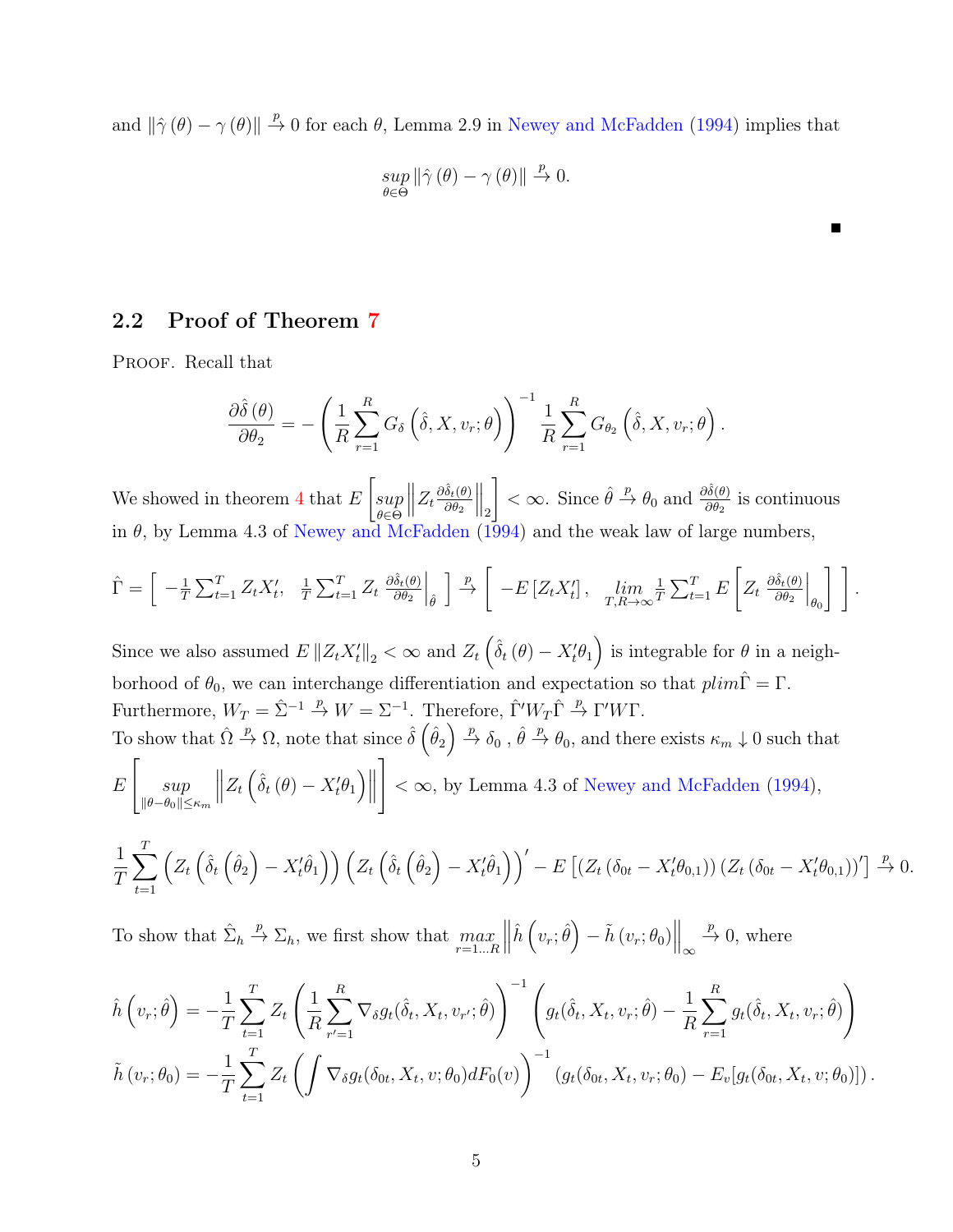and $\|\hat{\gamma}(\theta) - \gamma(\theta)\| \xrightarrow{p} 0$ for each $\theta$, Lemma 2.9 in Newey and McFadden (1994) implies that

$$\sup_{\theta \in \Theta} \|\hat{\gamma}(\theta) - \gamma(\theta)\| \xrightarrow{p} 0.$$

■

## 2.2 Proof of Theorem 7

Proof. Recall that

$$\frac{\partial \hat{\delta}(\theta)}{\partial \theta_2} = -\left(\frac{1}{R}\sum_{r=1}^{R} G_\delta\left(\hat{\delta}, X, v_r; \theta\right)\right)^{-1} \frac{1}{R}\sum_{r=1}^{R} G_{\theta_2}\left(\hat{\delta}, X, v_r; \theta\right).$$

We showed in theorem 4 that $E\left[\sup_{\theta \in \Theta}\left\|Z_t \frac{\partial \hat{\delta}_t(\theta)}{\partial \theta_2}\right\|_2\right] < \infty$. Since $\hat{\theta} \xrightarrow{p} \theta_0$ and $\frac{\partial \hat{\delta}(\theta)}{\partial \theta_2}$ is continuous in $\theta$, by Lemma 4.3 of Newey and McFadden (1994) and the weak law of large numbers,

$$\hat{\Gamma} = \left[\begin{array}{cc} -\frac{1}{T}\sum_{t=1}^{T} Z_t X_t', & \frac{1}{T}\sum_{t=1}^{T} Z_t \left.\frac{\partial \hat{\delta}_t(\theta)}{\partial \theta_2}\right|_{\hat{\theta}} \end{array}\right] \xrightarrow{p} \left[\begin{array}{cc} -E\left[Z_t X_t'\right], & \lim_{T,R\to\infty} \frac{1}{T}\sum_{t=1}^{T} E\left[Z_t \left.\frac{\partial \hat{\delta}_t(\theta)}{\partial \theta_2}\right|_{\theta_0}\right] \end{array}\right].$$

Since we also assumed $E\|Z_t X_t'\|_2 < \infty$ and $Z_t\left(\hat{\delta}_t(\theta) - X_t'\theta_1\right)$ is integrable for $\theta$ in a neighborhood of $\theta_0$, we can interchange differentiation and expectation so that $plim \hat{\Gamma} = \Gamma$. Furthermore, $W_T = \hat{\Sigma}^{-1} \xrightarrow{p} W = \Sigma^{-1}$. Therefore, $\hat{\Gamma}' W_T \hat{\Gamma} \xrightarrow{p} \Gamma' W \Gamma$.

To show that $\hat{\Omega} \xrightarrow{p} \Omega$, note that since $\hat{\delta}\left(\hat{\theta}_2\right) \xrightarrow{p} \delta_0$ , $\hat{\theta} \xrightarrow{p} \theta_0$, and there exists $\kappa_m \downarrow 0$ such that $E\left[\sup_{\|\theta-\theta_0\| \le \kappa_m}\left\|Z_t\left(\hat{\delta}_t(\theta) - X_t'\theta_1\right)\right\|\right] < \infty$, by Lemma 4.3 of Newey and McFadden (1994),

$$\frac{1}{T}\sum_{t=1}^{T}\left(Z_t\left(\hat{\delta}_t\left(\hat{\theta}_2\right) - X_t'\hat{\theta}_1\right)\right)\left(Z_t\left(\hat{\delta}_t\left(\hat{\theta}_2\right) - X_t'\hat{\theta}_1\right)\right)' - E\left[\left(Z_t\left(\delta_{0t} - X_t'\theta_{0,1}\right)\right)\left(Z_t\left(\delta_{0t} - X_t'\theta_{0,1}\right)\right)'\right] \xrightarrow{p} 0.$$

To show that $\hat{\Sigma}_h \xrightarrow{p} \Sigma_h$, we first show that $\max_{r=1\ldots R}\left\|\hat{h}\left(v_r; \hat{\theta}\right) - \tilde{h}\left(v_r; \theta_0\right)\right\|_\infty \xrightarrow{p} 0$, where

$$\hat{h}\left(v_r; \hat{\theta}\right) = -\frac{1}{T}\sum_{t=1}^{T} Z_t\left(\frac{1}{R}\sum_{r'=1}^{R} \nabla_\delta g_t(\hat{\delta}_t, X_t, v_{r'}; \hat{\theta})\right)^{-1}\left(g_t(\hat{\delta}_t, X_t, v_r; \hat{\theta}) - \frac{1}{R}\sum_{r=1}^{R} g_t(\hat{\delta}_t, X_t, v_r; \hat{\theta})\right)$$

$$\tilde{h}\left(v_r; \theta_0\right) = -\frac{1}{T}\sum_{t=1}^{T} Z_t\left(\int \nabla_\delta g_t(\delta_{0t}, X_t, v; \theta_0) dF_0(v)\right)^{-1}\left(g_t(\delta_{0t}, X_t, v_r; \theta_0) - E_v[g_t(\delta_{0t}, X_t, v; \theta_0)]\right).$$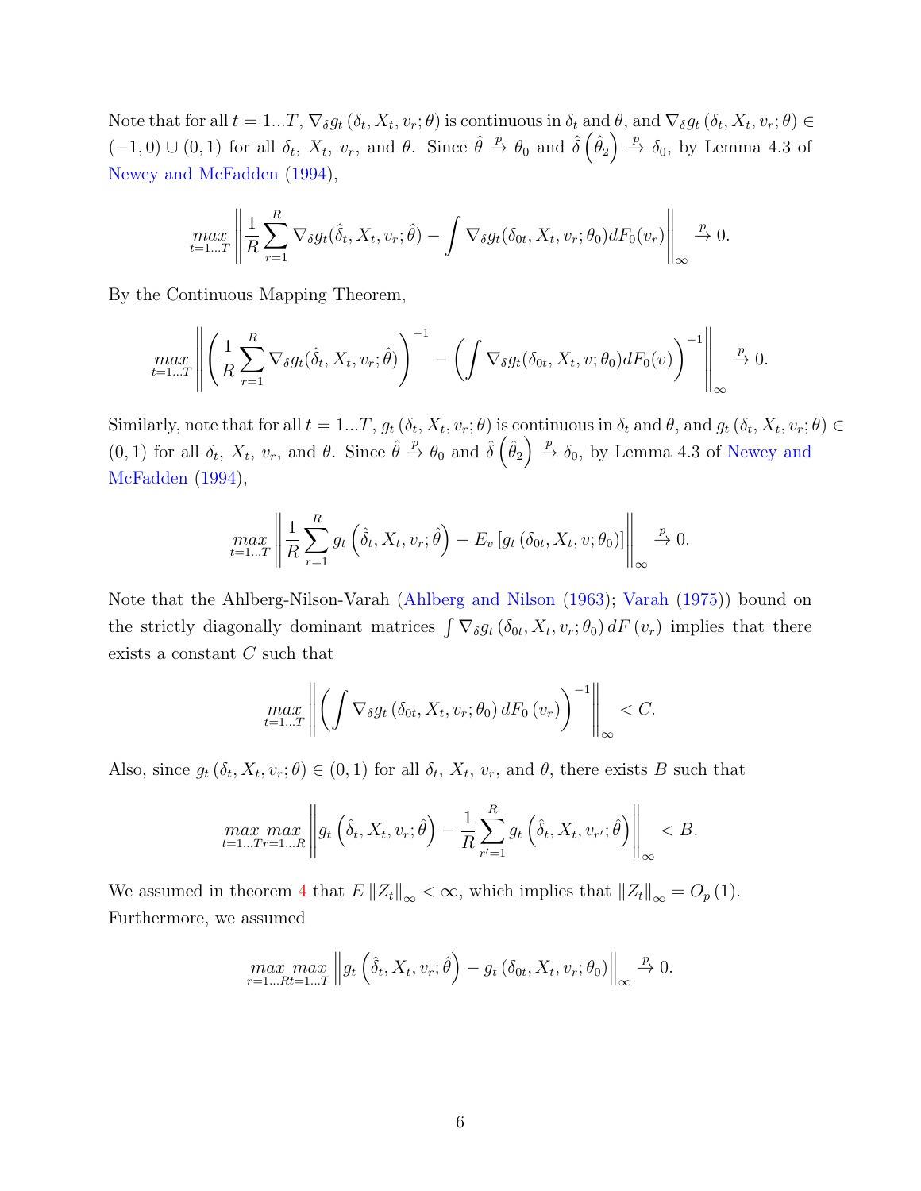Note that for all $t = 1...T$, $\nabla_\delta g_t(\delta_t, X_t, v_r; \theta)$ is continuous in $\delta_t$ and $\theta$, and $\nabla_\delta g_t(\delta_t, X_t, v_r; \theta) \in (-1, 0) \cup (0, 1)$ for all $\delta_t$, $X_t$, $v_r$, and $\theta$. Since $\hat{\theta} \xrightarrow{p} \theta_0$ and $\hat{\delta}\left(\hat{\theta}_2\right) \xrightarrow{p} \delta_0$, by Lemma 4.3 of Newey and McFadden (1994),

$$\underset{t=1...T}{max} \left\| \frac{1}{R} \sum_{r=1}^{R} \nabla_\delta g_t(\hat{\delta}_t, X_t, v_r; \hat{\theta}) - \int \nabla_\delta g_t(\delta_{0t}, X_t, v_r; \theta_0) dF_0(v_r) \right\|_\infty \xrightarrow{p} 0.$$

By the Continuous Mapping Theorem,

$$\underset{t=1...T}{max} \left\| \left( \frac{1}{R} \sum_{r=1}^{R} \nabla_\delta g_t(\hat{\delta}_t, X_t, v_r; \hat{\theta}) \right)^{-1} - \left( \int \nabla_\delta g_t(\delta_{0t}, X_t, v; \theta_0) dF_0(v) \right)^{-1} \right\|_\infty \xrightarrow{p} 0.$$

Similarly, note that for all $t = 1...T$, $g_t(\delta_t, X_t, v_r; \theta)$ is continuous in $\delta_t$ and $\theta$, and $g_t(\delta_t, X_t, v_r; \theta) \in (0, 1)$ for all $\delta_t$, $X_t$, $v_r$, and $\theta$. Since $\hat{\theta} \xrightarrow{p} \theta_0$ and $\hat{\delta}\left(\hat{\theta}_2\right) \xrightarrow{p} \delta_0$, by Lemma 4.3 of Newey and McFadden (1994),

$$\underset{t=1...T}{max} \left\| \frac{1}{R} \sum_{r=1}^{R} g_t\left(\hat{\delta}_t, X_t, v_r; \hat{\theta}\right) - E_v\left[g_t\left(\delta_{0t}, X_t, v; \theta_0\right)\right] \right\|_\infty \xrightarrow{p} 0.$$

Note that the Ahlberg-Nilson-Varah (Ahlberg and Nilson (1963); Varah (1975)) bound on the strictly diagonally dominant matrices $\int \nabla_\delta g_t(\delta_{0t}, X_t, v_r; \theta_0)\, dF(v_r)$ implies that there exists a constant $C$ such that

$$\underset{t=1...T}{max} \left\| \left( \int \nabla_\delta g_t\left(\delta_{0t}, X_t, v_r; \theta_0\right) dF_0\left(v_r\right) \right)^{-1} \right\|_\infty < C.$$

Also, since $g_t(\delta_t, X_t, v_r; \theta) \in (0, 1)$ for all $\delta_t$, $X_t$, $v_r$, and $\theta$, there exists $B$ such that

$$\underset{t=1...T}{max}\ \underset{r=1...R}{max} \left\| g_t\left(\hat{\delta}_t, X_t, v_r; \hat{\theta}\right) - \frac{1}{R} \sum_{r'=1}^{R} g_t\left(\hat{\delta}_t, X_t, v_{r'}; \hat{\theta}\right) \right\|_\infty < B.$$

We assumed in theorem 4 that $E \|Z_t\|_\infty < \infty$, which implies that $\|Z_t\|_\infty = O_p(1)$. Furthermore, we assumed

$$\underset{r=1...R}{max}\ \underset{t=1...T}{max} \left\| g_t\left(\hat{\delta}_t, X_t, v_r; \hat{\theta}\right) - g_t\left(\delta_{0t}, X_t, v_r; \theta_0\right) \right\|_\infty \xrightarrow{p} 0.$$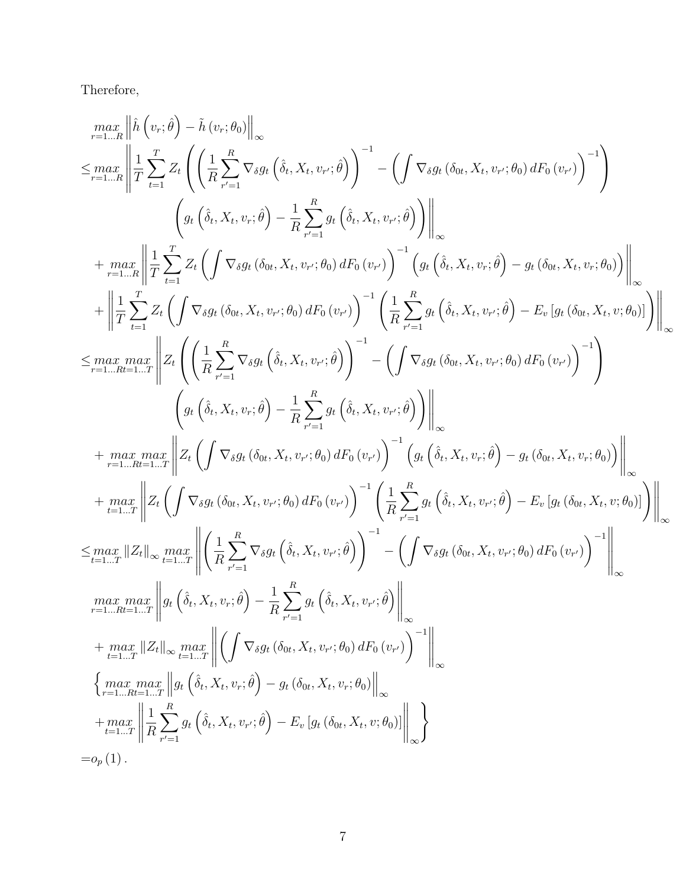Therefore,

$$
\begin{aligned}
& \max_{r=1\ldots R} \left\| \hat{h}\left(v_r;\hat{\theta}\right) - \tilde{h}\left(v_r;\theta_0\right) \right\|_\infty \\
\leq & \max_{r=1\ldots R} \left\| \frac{1}{T}\sum_{t=1}^{T} Z_t \left( \left( \frac{1}{R}\sum_{r'=1}^{R} \nabla_\delta g_t\left(\hat{\delta}_t, X_t, v_{r'};\hat{\theta}\right) \right)^{-1} - \left( \int \nabla_\delta g_t\left(\delta_{0t}, X_t, v_{r'};\theta_0\right) dF_0\left(v_{r'}\right) \right)^{-1} \right) \right. \\
& \qquad \left. \left( g_t\left(\hat{\delta}_t, X_t, v_r;\hat{\theta}\right) - \frac{1}{R}\sum_{r'=1}^{R} g_t\left(\hat{\delta}_t, X_t, v_{r'};\hat{\theta}\right) \right) \right\|_\infty \\
& + \max_{r=1\ldots R} \left\| \frac{1}{T}\sum_{t=1}^{T} Z_t \left( \int \nabla_\delta g_t\left(\delta_{0t}, X_t, v_{r'};\theta_0\right) dF_0\left(v_{r'}\right) \right)^{-1} \left( g_t\left(\hat{\delta}_t, X_t, v_r;\hat{\theta}\right) - g_t\left(\delta_{0t}, X_t, v_r;\theta_0\right) \right) \right\|_\infty \\
& + \left\| \frac{1}{T}\sum_{t=1}^{T} Z_t \left( \int \nabla_\delta g_t\left(\delta_{0t}, X_t, v_{r'};\theta_0\right) dF_0\left(v_{r'}\right) \right)^{-1} \left( \frac{1}{R}\sum_{r'=1}^{R} g_t\left(\hat{\delta}_t, X_t, v_{r'};\hat{\theta}\right) - E_v\left[g_t\left(\delta_{0t}, X_t, v;\theta_0\right)\right] \right) \right\|_\infty \\
\leq & \max_{r=1\ldots R}\max_{t=1\ldots T} \left\| Z_t \left( \left( \frac{1}{R}\sum_{r'=1}^{R} \nabla_\delta g_t\left(\hat{\delta}_t, X_t, v_{r'};\hat{\theta}\right) \right)^{-1} - \left( \int \nabla_\delta g_t\left(\delta_{0t}, X_t, v_{r'};\theta_0\right) dF_0\left(v_{r'}\right) \right)^{-1} \right) \right. \\
& \qquad \left. \left( g_t\left(\hat{\delta}_t, X_t, v_r;\hat{\theta}\right) - \frac{1}{R}\sum_{r'=1}^{R} g_t\left(\hat{\delta}_t, X_t, v_{r'};\hat{\theta}\right) \right) \right\|_\infty \\
& + \max_{r=1\ldots R}\max_{t=1\ldots T} \left\| Z_t \left( \int \nabla_\delta g_t\left(\delta_{0t}, X_t, v_{r'};\theta_0\right) dF_0\left(v_{r'}\right) \right)^{-1} \left( g_t\left(\hat{\delta}_t, X_t, v_r;\hat{\theta}\right) - g_t\left(\delta_{0t}, X_t, v_r;\theta_0\right) \right) \right\|_\infty \\
& + \max_{t=1\ldots T} \left\| Z_t \left( \int \nabla_\delta g_t\left(\delta_{0t}, X_t, v_{r'};\theta_0\right) dF_0\left(v_{r'}\right) \right)^{-1} \left( \frac{1}{R}\sum_{r'=1}^{R} g_t\left(\hat{\delta}_t, X_t, v_{r'};\hat{\theta}\right) - E_v\left[g_t\left(\delta_{0t}, X_t, v;\theta_0\right)\right] \right) \right\|_\infty \\
\leq & \max_{t=1\ldots T} \left\| Z_t \right\|_\infty \max_{t=1\ldots T} \left\| \left( \frac{1}{R}\sum_{r'=1}^{R} \nabla_\delta g_t\left(\hat{\delta}_t, X_t, v_{r'};\hat{\theta}\right) \right)^{-1} - \left( \int \nabla_\delta g_t\left(\delta_{0t}, X_t, v_{r'};\theta_0\right) dF_0\left(v_{r'}\right) \right)^{-1} \right\|_\infty \\
& \max_{r=1\ldots R}\max_{t=1\ldots T} \left\| g_t\left(\hat{\delta}_t, X_t, v_r;\hat{\theta}\right) - \frac{1}{R}\sum_{r'=1}^{R} g_t\left(\hat{\delta}_t, X_t, v_{r'};\hat{\theta}\right) \right\|_\infty \\
& + \max_{t=1\ldots T} \left\| Z_t \right\|_\infty \max_{t=1\ldots T} \left\| \left( \int \nabla_\delta g_t\left(\delta_{0t}, X_t, v_{r'};\theta_0\right) dF_0\left(v_{r'}\right) \right)^{-1} \right\|_\infty \\
& \left\{ \max_{r=1\ldots R}\max_{t=1\ldots T} \left\| g_t\left(\hat{\delta}_t, X_t, v_r;\hat{\theta}\right) - g_t\left(\delta_{0t}, X_t, v_r;\theta_0\right) \right\|_\infty \right. \\
& \left. + \max_{t=1\ldots T} \left\| \frac{1}{R}\sum_{r'=1}^{R} g_t\left(\hat{\delta}_t, X_t, v_{r'};\hat{\theta}\right) - E_v\left[g_t\left(\delta_{0t}, X_t, v;\theta_0\right)\right] \right\|_\infty \right\} \\
= & o_p(1).
\end{aligned}
$$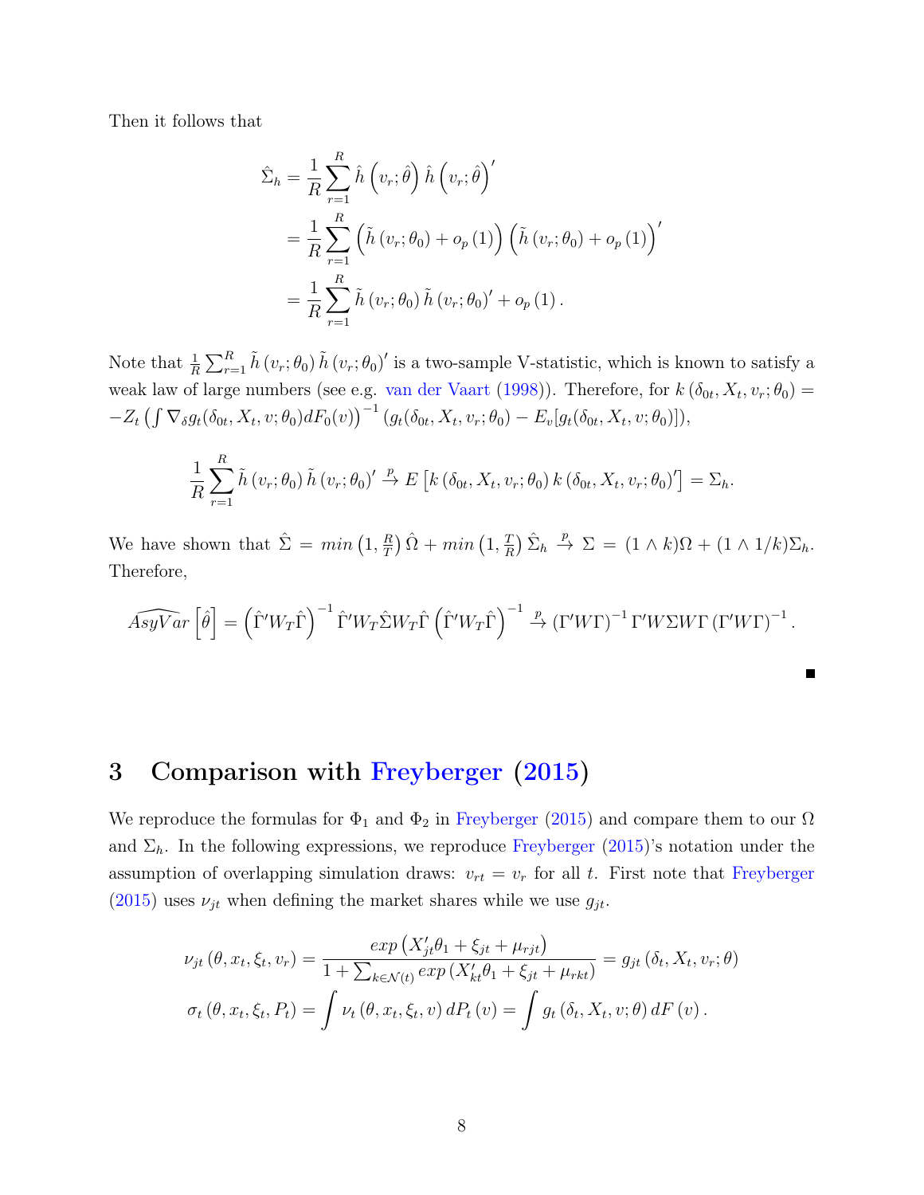Then it follows that

$$
\begin{aligned}
\hat{\Sigma}_h &= \frac{1}{R}\sum_{r=1}^{R} \hat{h}\left(v_r;\hat{\theta}\right)\hat{h}\left(v_r;\hat{\theta}\right)' \\
&= \frac{1}{R}\sum_{r=1}^{R} \left(\tilde{h}\left(v_r;\theta_0\right)+o_p\left(1\right)\right)\left(\tilde{h}\left(v_r;\theta_0\right)+o_p\left(1\right)\right)' \\
&= \frac{1}{R}\sum_{r=1}^{R} \tilde{h}\left(v_r;\theta_0\right)\tilde{h}\left(v_r;\theta_0\right)' + o_p\left(1\right).
\end{aligned}
$$

Note that $\frac{1}{R}\sum_{r=1}^{R}\tilde{h}\left(v_r;\theta_0\right)\tilde{h}\left(v_r;\theta_0\right)'$ is a two-sample V-statistic, which is known to satisfy a weak law of large numbers (see e.g. van der Vaart (1998)). Therefore, for $k\left(\delta_{0t},X_t,v_r;\theta_0\right) = -Z_t\left(\int \nabla_\delta g_t(\delta_{0t},X_t,v;\theta_0)dF_0(v)\right)^{-1}\left(g_t(\delta_{0t},X_t,v_r;\theta_0)-E_v[g_t(\delta_{0t},X_t,v;\theta_0)]\right)$,

$$
\frac{1}{R}\sum_{r=1}^{R}\tilde{h}\left(v_r;\theta_0\right)\tilde{h}\left(v_r;\theta_0\right)' \xrightarrow{p} E\left[k\left(\delta_{0t},X_t,v_r;\theta_0\right)k\left(\delta_{0t},X_t,v_r;\theta_0\right)'\right] = \Sigma_h.
$$

We have shown that $\hat{\Sigma} = min\left(1,\frac{R}{T}\right)\hat{\Omega} + min\left(1,\frac{T}{R}\right)\hat{\Sigma}_h \xrightarrow{p} \Sigma = (1\wedge k)\Omega + (1\wedge 1/k)\Sigma_h$. Therefore,

$$
\widehat{AsyVar}\left[\hat{\theta}\right] = \left(\hat{\Gamma}'W_T\hat{\Gamma}\right)^{-1}\hat{\Gamma}'W_T\hat{\Sigma}W_T\hat{\Gamma}\left(\hat{\Gamma}'W_T\hat{\Gamma}\right)^{-1} \xrightarrow{p} \left(\Gamma'W\Gamma\right)^{-1}\Gamma'W\Sigma W\Gamma\left(\Gamma'W\Gamma\right)^{-1}.
$$

■

# 3 Comparison with Freyberger (2015)

We reproduce the formulas for $\Phi_1$ and $\Phi_2$ in Freyberger (2015) and compare them to our $\Omega$ and $\Sigma_h$. In the following expressions, we reproduce Freyberger (2015)'s notation under the assumption of overlapping simulation draws: $v_{rt} = v_r$ for all $t$. First note that Freyberger (2015) uses $\nu_{jt}$ when defining the market shares while we use $g_{jt}$.

$$
\begin{aligned}
\nu_{jt}\left(\theta,x_t,\xi_t,v_r\right) &= \frac{exp\left(X_{jt}'\theta_1+\xi_{jt}+\mu_{rjt}\right)}{1+\sum_{k\in\mathcal{N}(t)}exp\left(X_{kt}'\theta_1+\xi_{jt}+\mu_{rkt}\right)} = g_{jt}\left(\delta_t,X_t,v_r;\theta\right) \\
\sigma_t\left(\theta,x_t,\xi_t,P_t\right) &= \int \nu_t\left(\theta,x_t,\xi_t,v\right)dP_t\left(v\right) = \int g_t\left(\delta_t,X_t,v;\theta\right)dF\left(v\right).
\end{aligned}
$$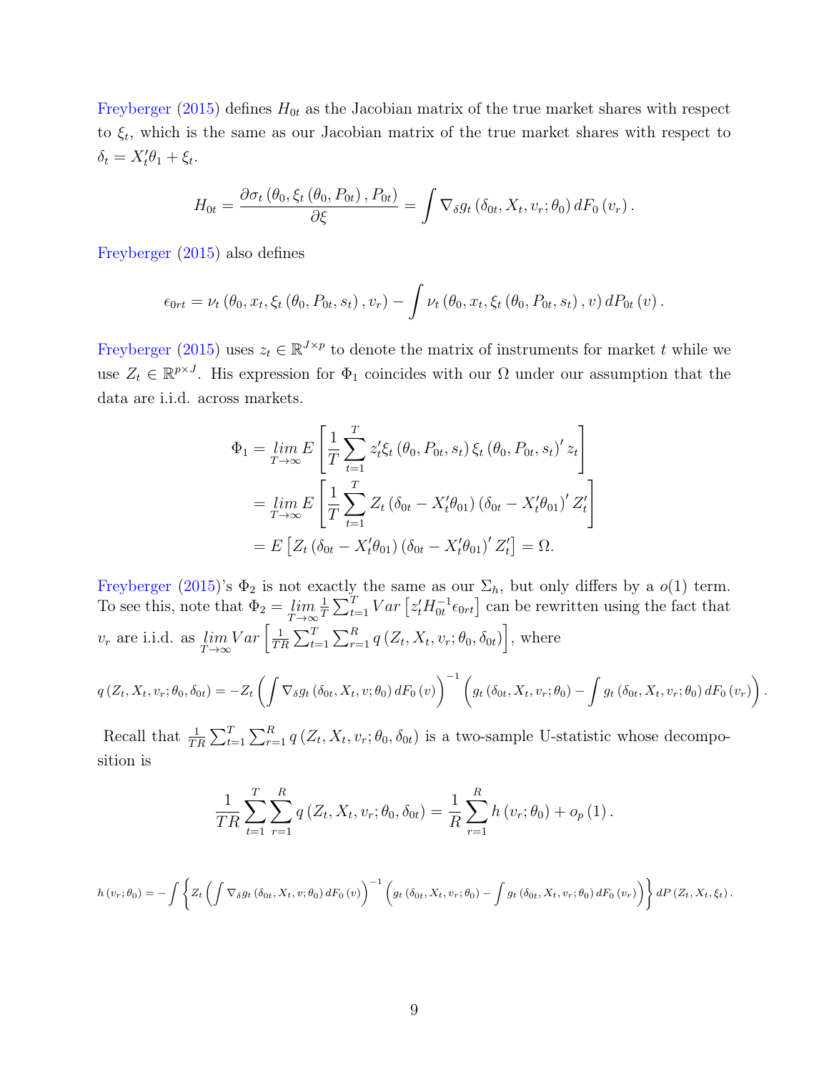Freyberger (2015) defines $H_{0t}$ as the Jacobian matrix of the true market shares with respect to $\xi_t$, which is the same as our Jacobian matrix of the true market shares with respect to $\delta_t = X_t'\theta_1 + \xi_t$.

$$H_{0t} = \frac{\partial \sigma_t \left(\theta_0, \xi_t \left(\theta_0, P_{0t}\right), P_{0t}\right)}{\partial \xi} = \int \nabla_\delta g_t \left(\delta_{0t}, X_t, v_r; \theta_0\right) dF_0 \left(v_r\right).$$

Freyberger (2015) also defines

$$\epsilon_{0rt} = \nu_t \left(\theta_0, x_t, \xi_t \left(\theta_0, P_{0t}, s_t\right), v_r\right) - \int \nu_t \left(\theta_0, x_t, \xi_t \left(\theta_0, P_{0t}, s_t\right), v\right) dP_{0t}\left(v\right).$$

Freyberger (2015) uses $z_t \in \mathbb{R}^{J \times p}$ to denote the matrix of instruments for market $t$ while we use $Z_t \in \mathbb{R}^{p \times J}$. His expression for $\Phi_1$ coincides with our $\Omega$ under our assumption that the data are i.i.d. across markets.

$$\begin{aligned}
\Phi_1 &= \lim_{T\to\infty} E\left[\frac{1}{T}\sum_{t=1}^{T} z_t'\xi_t\left(\theta_0, P_{0t}, s_t\right)\xi_t\left(\theta_0, P_{0t}, s_t\right)' z_t\right] \\
&= \lim_{T\to\infty} E\left[\frac{1}{T}\sum_{t=1}^{T} Z_t\left(\delta_{0t} - X_t'\theta_{01}\right)\left(\delta_{0t} - X_t'\theta_{01}\right)' Z_t'\right] \\
&= E\left[Z_t\left(\delta_{0t} - X_t'\theta_{01}\right)\left(\delta_{0t} - X_t'\theta_{01}\right)' Z_t'\right] = \Omega.
\end{aligned}$$

Freyberger (2015)'s $\Phi_2$ is not exactly the same as our $\Sigma_h$, but only differs by a $o(1)$ term. To see this, note that $\Phi_2 = \lim_{T\to\infty} \frac{1}{T}\sum_{t=1}^{T} Var\left[z_t' H_{0t}^{-1}\epsilon_{0rt}\right]$ can be rewritten using the fact that $v_r$ are i.i.d. as $\lim_{T\to\infty} Var\left[\frac{1}{TR}\sum_{t=1}^{T}\sum_{r=1}^{R} q\left(Z_t, X_t, v_r; \theta_0, \delta_{0t}\right)\right]$, where

$$q\left(Z_t, X_t, v_r; \theta_0, \delta_{0t}\right) = -Z_t\left(\int \nabla_\delta g_t\left(\delta_{0t}, X_t, v; \theta_0\right) dF_0\left(v\right)\right)^{-1}\left(g_t\left(\delta_{0t}, X_t, v_r; \theta_0\right) - \int g_t\left(\delta_{0t}, X_t, v_r; \theta_0\right) dF_0\left(v_r\right)\right).$$

Recall that $\frac{1}{TR}\sum_{t=1}^{T}\sum_{r=1}^{R} q\left(Z_t, X_t, v_r; \theta_0, \delta_{0t}\right)$ is a two-sample U-statistic whose decomposition is

$$\frac{1}{TR}\sum_{t=1}^{T}\sum_{r=1}^{R} q\left(Z_t, X_t, v_r; \theta_0, \delta_{0t}\right) = \frac{1}{R}\sum_{r=1}^{R} h\left(v_r; \theta_0\right) + o_p\left(1\right).$$

$$h\left(v_r; \theta_0\right) = -\int\left\{Z_t\left(\int \nabla_\delta g_t\left(\delta_{0t}, X_t, v; \theta_0\right) dF_0\left(v\right)\right)^{-1}\left(g_t\left(\delta_{0t}, X_t, v_r; \theta_0\right) - \int g_t\left(\delta_{0t}, X_t, v_r; \theta_0\right) dF_0\left(v_r\right)\right)\right\} dP\left(Z_t, X_t, \xi_t\right).$$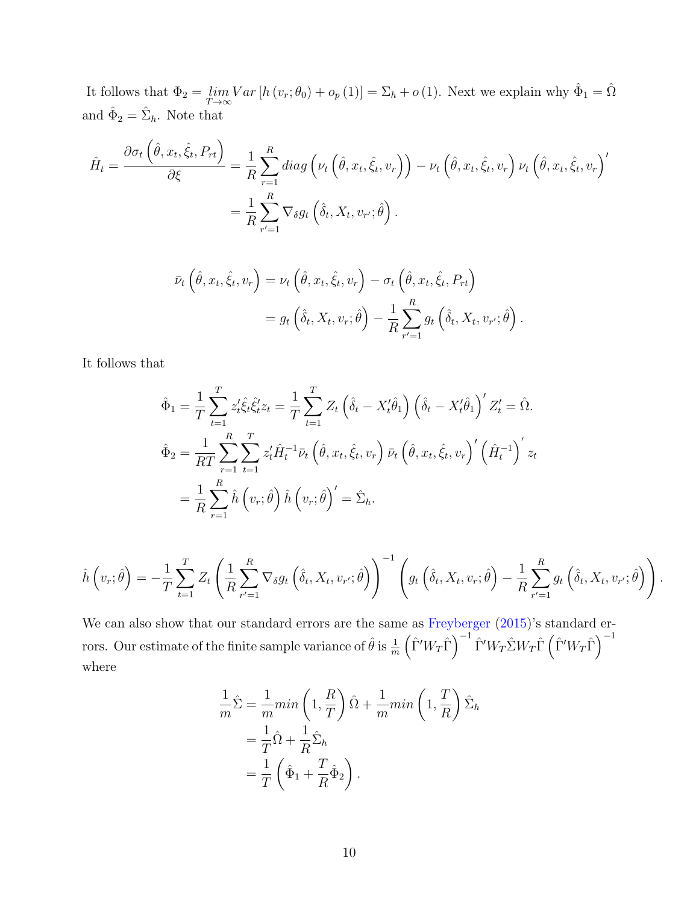It follows that $\Phi_2 = \underset{T\to\infty}{lim} Var\left[h\left(v_r;\theta_0\right) + o_p\left(1\right)\right] = \Sigma_h + o\left(1\right)$. Next we explain why $\hat{\Phi}_1 = \hat{\Omega}$ and $\hat{\Phi}_2 = \hat{\Sigma}_h$. Note that

$$
\begin{aligned}
\hat{H}_t = \frac{\partial \sigma_t\left(\hat{\theta}, x_t, \hat{\xi}_t, P_{rt}\right)}{\partial \xi} &= \frac{1}{R}\sum_{r=1}^{R} diag\left(\nu_t\left(\hat{\theta}, x_t, \hat{\xi}_t, v_r\right)\right) - \nu_t\left(\hat{\theta}, x_t, \hat{\xi}_t, v_r\right)\nu_t\left(\hat{\theta}, x_t, \hat{\xi}_t, v_r\right)' \\
&= \frac{1}{R}\sum_{r'=1}^{R} \nabla_\delta g_t\left(\hat{\delta}_t, X_t, v_{r'};\hat{\theta}\right).
\end{aligned}
$$

$$
\begin{aligned}
\bar{\nu}_t\left(\hat{\theta}, x_t, \hat{\xi}_t, v_r\right) &= \nu_t\left(\hat{\theta}, x_t, \hat{\xi}_t, v_r\right) - \sigma_t\left(\hat{\theta}, x_t, \hat{\xi}_t, P_{rt}\right) \\
&= g_t\left(\hat{\delta}_t, X_t, v_r;\hat{\theta}\right) - \frac{1}{R}\sum_{r'=1}^{R} g_t\left(\hat{\delta}_t, X_t, v_{r'};\hat{\theta}\right).
\end{aligned}
$$

It follows that

$$
\begin{aligned}
\hat{\Phi}_1 &= \frac{1}{T}\sum_{t=1}^{T} z_t'\hat{\xi}_t\hat{\xi}_t' z_t = \frac{1}{T}\sum_{t=1}^{T} Z_t\left(\hat{\delta}_t - X_t'\hat{\theta}_1\right)\left(\hat{\delta}_t - X_t'\hat{\theta}_1\right)' Z_t' = \hat{\Omega}. \\
\hat{\Phi}_2 &= \frac{1}{RT}\sum_{r=1}^{R}\sum_{t=1}^{T} z_t'\hat{H}_t^{-1}\bar{\nu}_t\left(\hat{\theta}, x_t, \hat{\xi}_t, v_r\right)\bar{\nu}_t\left(\hat{\theta}, x_t, \hat{\xi}_t, v_r\right)'\left(\hat{H}_t^{-1}\right)' z_t \\
&= \frac{1}{R}\sum_{r=1}^{R}\hat{h}\left(v_r;\hat{\theta}\right)\hat{h}\left(v_r;\hat{\theta}\right)' = \hat{\Sigma}_h.
\end{aligned}
$$

$$
\hat{h}\left(v_r;\hat{\theta}\right) = -\frac{1}{T}\sum_{t=1}^{T} Z_t\left(\frac{1}{R}\sum_{r'=1}^{R}\nabla_\delta g_t\left(\hat{\delta}_t, X_t, v_{r'};\hat{\theta}\right)\right)^{-1}\left(g_t\left(\hat{\delta}_t, X_t, v_r;\hat{\theta}\right) - \frac{1}{R}\sum_{r'=1}^{R} g_t\left(\hat{\delta}_t, X_t, v_{r'};\hat{\theta}\right)\right).
$$

We can also show that our standard errors are the same as Freyberger (2015)'s standard errors. Our estimate of the finite sample variance of $\hat{\theta}$ is $\frac{1}{m}\left(\hat{\Gamma}'W_T\hat{\Gamma}\right)^{-1}\hat{\Gamma}'W_T\hat{\Sigma}W_T\hat{\Gamma}\left(\hat{\Gamma}'W_T\hat{\Gamma}\right)^{-1}$ where

$$
\begin{aligned}
\frac{1}{m}\hat{\Sigma} &= \frac{1}{m}min\left(1, \frac{R}{T}\right)\hat{\Omega} + \frac{1}{m}min\left(1, \frac{T}{R}\right)\hat{\Sigma}_h \\
&= \frac{1}{T}\hat{\Omega} + \frac{1}{R}\hat{\Sigma}_h \\
&= \frac{1}{T}\left(\hat{\Phi}_1 + \frac{T}{R}\hat{\Phi}_2\right).
\end{aligned}
$$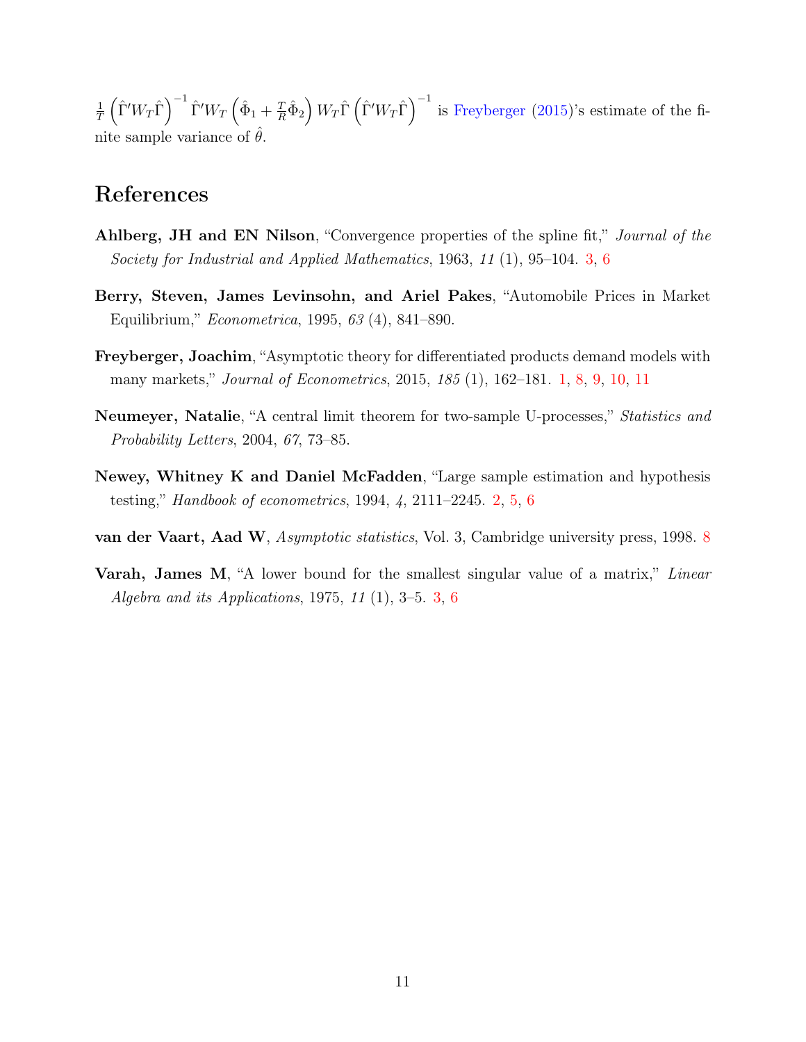$\frac{1}{T}\left(\hat{\Gamma}'W_T\hat{\Gamma}\right)^{-1}\hat{\Gamma}'W_T\left(\hat{\Phi}_1+\frac{T}{R}\hat{\Phi}_2\right)W_T\hat{\Gamma}\left(\hat{\Gamma}'W_T\hat{\Gamma}\right)^{-1}$ is Freyberger (2015)'s estimate of the finite sample variance of $\hat{\theta}$.

# References

**Ahlberg, JH and EN Nilson**, "Convergence properties of the spline fit," *Journal of the Society for Industrial and Applied Mathematics*, 1963, *11* (1), 95–104. 3, 6

**Berry, Steven, James Levinsohn, and Ariel Pakes**, "Automobile Prices in Market Equilibrium," *Econometrica*, 1995, *63* (4), 841–890.

**Freyberger, Joachim**, "Asymptotic theory for differentiated products demand models with many markets," *Journal of Econometrics*, 2015, *185* (1), 162–181. 1, 8, 9, 10, 11

**Neumeyer, Natalie**, "A central limit theorem for two-sample U-processes," *Statistics and Probability Letters*, 2004, *67*, 73–85.

**Newey, Whitney K and Daniel McFadden**, "Large sample estimation and hypothesis testing," *Handbook of econometrics*, 1994, *4*, 2111–2245. 2, 5, 6

**van der Vaart, Aad W**, *Asymptotic statistics*, Vol. 3, Cambridge university press, 1998. 8

**Varah, James M**, "A lower bound for the smallest singular value of a matrix," *Linear Algebra and its Applications*, 1975, *11* (1), 3–5. 3, 6